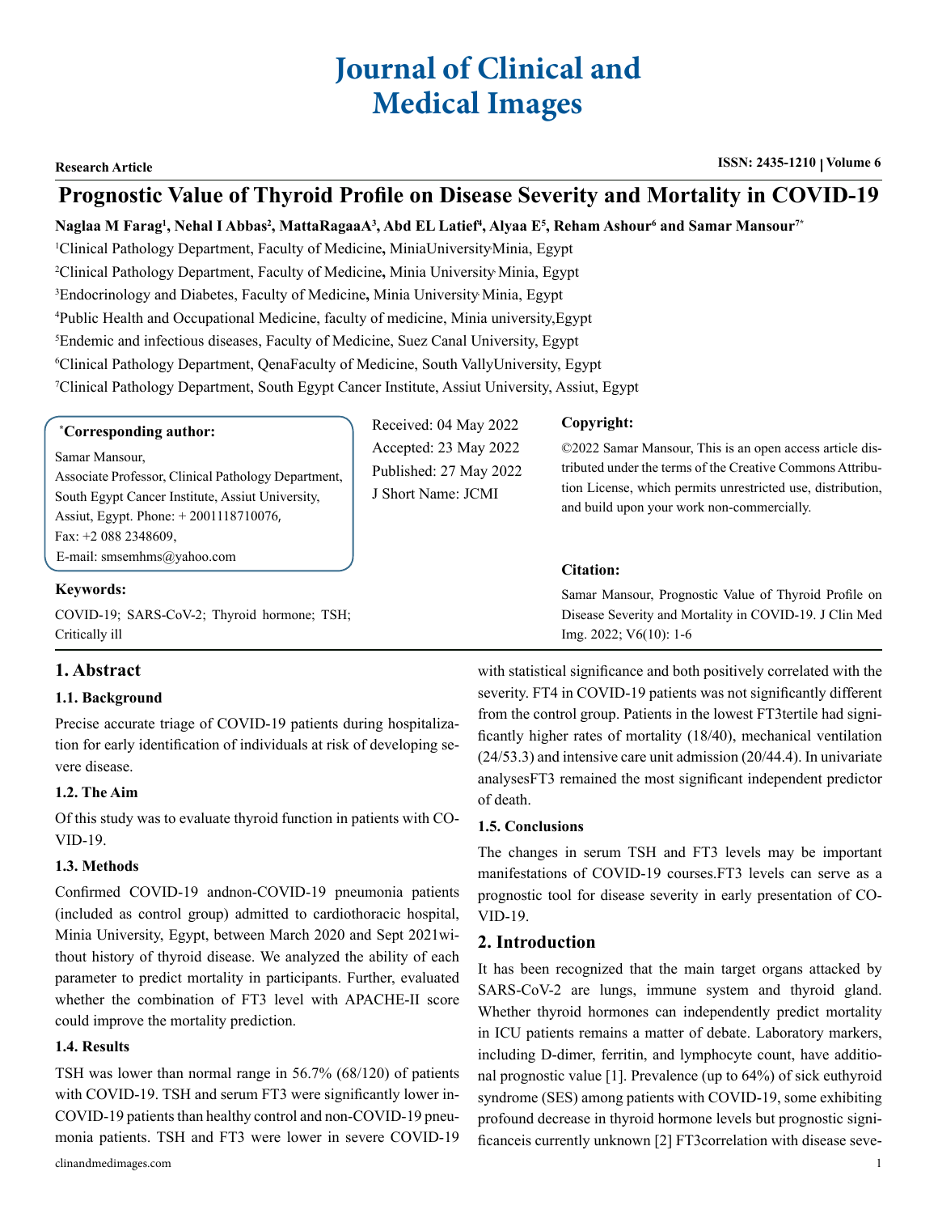# Journal of Clinical and Medical Images

**Research Article**

ISSN: 2435-1210 | Volume 6

# Prognostic Value of Thyroid Profile on Disease Severity and Mortality in COVID-19

**Naglaa M Farag[1], Nehal I Abbas[2], MattaRagaaA[3], Abd EL Latief[4], Alyaa E[5], Reham Ashour[6] and Samar Mansour[7*]**

[1]Clinical Pathology Department, Faculty of Medicine, MiniaUniversity,Minia, Egypt

[2]Clinical Pathology Department, Faculty of Medicine, Minia University, Minia, Egypt

[3]Endocrinology and Diabetes, Faculty of Medicine, Minia University, Minia, Egypt

[4]Public Health and Occupational Medicine, faculty of medicine, Minia university,Egypt

[5]Endemic and infectious diseases, Faculty of Medicine, Suez Canal University, Egypt

[6]Clinical Pathology Department, QenaFaculty of Medicine, South VallyUniversity, Egypt

[7]Clinical Pathology Department, South Egypt Cancer Institute, Assiut University, Assiut, Egypt

**\*Corresponding author:**

Samar Mansour,
Associate Professor, Clinical Pathology Department, South Egypt Cancer Institute, Assiut University, Assiut, Egypt. Phone: + 2001118710076,
Fax: +2 088 2348609,
E-mail: smsemhms@yahoo.com

Received: 04 May 2022
Accepted: 23 May 2022
Published: 27 May 2022
J Short Name: JCMI

**Copyright:**

©2022 Samar Mansour, This is an open access article distributed under the terms of the Creative Commons Attribution License, which permits unrestricted use, distribution, and build upon your work non-commercially.

**Citation:**

Samar Mansour, Prognostic Value of Thyroid Profile on Disease Severity and Mortality in COVID-19. J Clin Med Img. 2022; V6(10): 1-6

**Keywords:**

COVID-19; SARS-CoV-2; Thyroid hormone; TSH; Critically ill

## 1. Abstract

### 1.1. Background

Precise accurate triage of COVID-19 patients during hospitalization for early identification of individuals at risk of developing severe disease.

### 1.2. The Aim

Of this study was to evaluate thyroid function in patients with COVID-19.

### 1.3. Methods

Confirmed COVID-19 andnon-COVID-19 pneumonia patients (included as control group) admitted to cardiothoracic hospital, Minia University, Egypt, between March 2020 and Sept 2021without history of thyroid disease. We analyzed the ability of each parameter to predict mortality in participants. Further, evaluated whether the combination of FT3 level with APACHE-II score could improve the mortality prediction.

### 1.4. Results

TSH was lower than normal range in 56.7% (68/120) of patients with COVID-19. TSH and serum FT3 were significantly lower inCOVID-19 patients than healthy control and non-COVID-19 pneumonia patients. TSH and FT3 were lower in severe COVID-19 with statistical significance and both positively correlated with the severity. FT4 in COVID-19 patients was not significantly different from the control group. Patients in the lowest FT3tertile had significantly higher rates of mortality (18/40), mechanical ventilation (24/53.3) and intensive care unit admission (20/44.4). In univariate analysesFT3 remained the most significant independent predictor of death.

### 1.5. Conclusions

The changes in serum TSH and FT3 levels may be important manifestations of COVID-19 courses.FT3 levels can serve as a prognostic tool for disease severity in early presentation of COVID-19.

## 2. Introduction

It has been recognized that the main target organs attacked by SARS-CoV-2 are lungs, immune system and thyroid gland. Whether thyroid hormones can independently predict mortality in ICU patients remains a matter of debate. Laboratory markers, including D-dimer, ferritin, and lymphocyte count, have additional prognostic value [1]. Prevalence (up to 64%) of sick euthyroid syndrome (SES) among patients with COVID-19, some exhibiting profound decrease in thyroid hormone levels but prognostic significanceis currently unknown [2] FT3correlation with disease seve-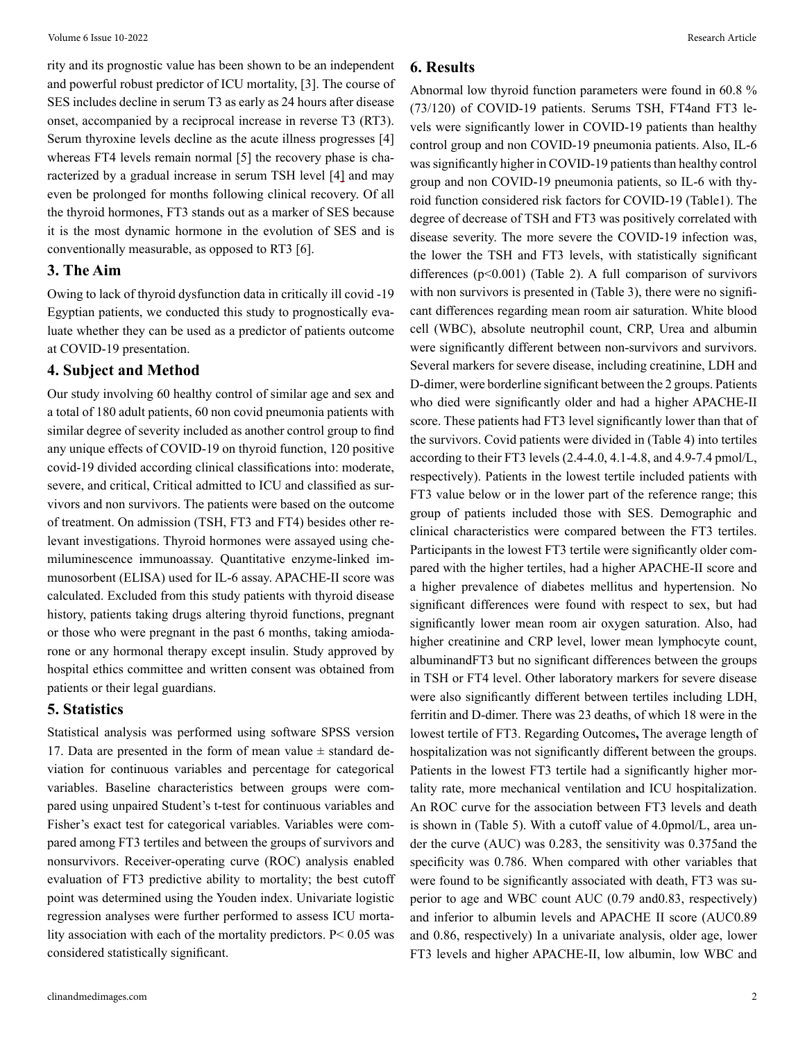rity and its prognostic value has been shown to be an independent and powerful robust predictor of ICU mortality, [3]. The course of SES includes decline in serum T3 as early as 24 hours after disease onset, accompanied by a reciprocal increase in reverse T3 (RT3). Serum thyroxine levels decline as the acute illness progresses [4] whereas FT4 levels remain normal [5] the recovery phase is characterized by a gradual increase in serum TSH level [4] and may even be prolonged for months following clinical recovery. Of all the thyroid hormones, FT3 stands out as a marker of SES because it is the most dynamic hormone in the evolution of SES and is conventionally measurable, as opposed to RT3 [6].

## 3. The Aim

Owing to lack of thyroid dysfunction data in critically ill covid -19 Egyptian patients, we conducted this study to prognostically evaluate whether they can be used as a predictor of patients outcome at COVID-19 presentation.

## 4. Subject and Method

Our study involving 60 healthy control of similar age and sex and a total of 180 adult patients, 60 non covid pneumonia patients with similar degree of severity included as another control group to find any unique effects of COVID-19 on thyroid function, 120 positive covid-19 divided according clinical classifications into: moderate, severe, and critical, Critical admitted to ICU and classified as survivors and non survivors. The patients were based on the outcome of treatment. On admission (TSH, FT3 and FT4) besides other relevant investigations. Thyroid hormones were assayed using chemiluminescence immunoassay. Quantitative enzyme-linked immunosorbent (ELISA) used for IL-6 assay. APACHE-II score was calculated. Excluded from this study patients with thyroid disease history, patients taking drugs altering thyroid functions, pregnant or those who were pregnant in the past 6 months, taking amiodarone or any hormonal therapy except insulin. Study approved by hospital ethics committee and written consent was obtained from patients or their legal guardians.

## 5. Statistics

Statistical analysis was performed using software SPSS version 17. Data are presented in the form of mean value ± standard deviation for continuous variables and percentage for categorical variables. Baseline characteristics between groups were compared using unpaired Student's t-test for continuous variables and Fisher's exact test for categorical variables. Variables were compared among FT3 tertiles and between the groups of survivors and nonsurvivors. Receiver-operating curve (ROC) analysis enabled evaluation of FT3 predictive ability to mortality; the best cutoff point was determined using the Youden index. Univariate logistic regression analyses were further performed to assess ICU mortality association with each of the mortality predictors. $P < 0.05$ was considered statistically significant.

## 6. Results

Abnormal low thyroid function parameters were found in 60.8 % (73/120) of COVID-19 patients. Serums TSH, FT4and FT3 levels were significantly lower in COVID-19 patients than healthy control group and non COVID-19 pneumonia patients. Also, IL-6 was significantly higher in COVID-19 patients than healthy control group and non COVID-19 pneumonia patients, so IL-6 with thyroid function considered risk factors for COVID-19 (Table1). The degree of decrease of TSH and FT3 was positively correlated with disease severity. The more severe the COVID-19 infection was, the lower the TSH and FT3 levels, with statistically significant differences ($p<0.001$) (Table 2). A full comparison of survivors with non survivors is presented in (Table 3), there were no significant differences regarding mean room air saturation. White blood cell (WBC), absolute neutrophil count, CRP, Urea and albumin were significantly different between non-survivors and survivors. Several markers for severe disease, including creatinine, LDH and D-dimer, were borderline significant between the 2 groups. Patients who died were significantly older and had a higher APACHE-II score. These patients had FT3 level significantly lower than that of the survivors. Covid patients were divided in (Table 4) into tertiles according to their FT3 levels (2.4-4.0, 4.1-4.8, and 4.9-7.4 pmol/L, respectively). Patients in the lowest tertile included patients with FT3 value below or in the lower part of the reference range; this group of patients included those with SES. Demographic and clinical characteristics were compared between the FT3 tertiles. Participants in the lowest FT3 tertile were significantly older compared with the higher tertiles, had a higher APACHE-II score and a higher prevalence of diabetes mellitus and hypertension. No significant differences were found with respect to sex, but had significantly lower mean room air oxygen saturation. Also, had higher creatinine and CRP level, lower mean lymphocyte count, albuminandFT3 but no significant differences between the groups in TSH or FT4 level. Other laboratory markers for severe disease were also significantly different between tertiles including LDH, ferritin and D-dimer. There was 23 deaths, of which 18 were in the lowest tertile of FT3. Regarding Outcomes**,** The average length of hospitalization was not significantly different between the groups. Patients in the lowest FT3 tertile had a significantly higher mortality rate, more mechanical ventilation and ICU hospitalization. An ROC curve for the association between FT3 levels and death is shown in (Table 5). With a cutoff value of 4.0pmol/L, area under the curve (AUC) was 0.283, the sensitivity was 0.375and the specificity was 0.786. When compared with other variables that were found to be significantly associated with death, FT3 was superior to age and WBC count AUC (0.79 and0.83, respectively) and inferior to albumin levels and APACHE II score (AUC0.89 and 0.86, respectively) In a univariate analysis, older age, lower FT3 levels and higher APACHE-II, low albumin, low WBC and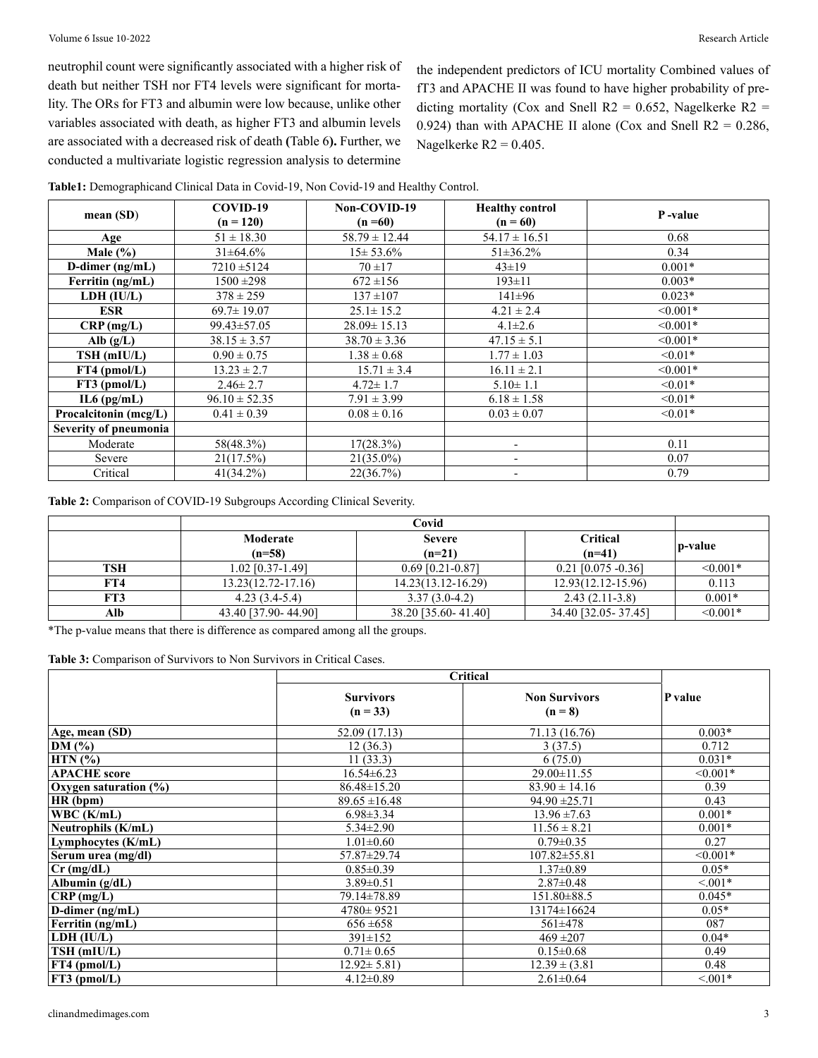neutrophil count were significantly associated with a higher risk of death but neither TSH nor FT4 levels were significant for mortality. The ORs for FT3 and albumin were low because, unlike other variables associated with death, as higher FT3 and albumin levels are associated with a decreased risk of death **(**Table 6**).** Further, we conducted a multivariate logistic regression analysis to determine the independent predictors of ICU mortality Combined values of fT3 and APACHE II was found to have higher probability of predicting mortality (Cox and Snell R2 = 0.652, Nagelkerke R2 = 0.924) than with APACHE II alone (Cox and Snell R2 = 0.286, Nagelkerke R2 = 0.405.

**Table1:** Demographicand Clinical Data in Covid-19, Non Covid-19 and Healthy Control.

| mean (SD) | COVID-19 (n = 120) | Non-COVID-19 (n =60) | Healthy control (n = 60) | P -value |
|---|---|---|---|---|
| **Age** | 51 ± 18.30 | 58.79 ± 12.44 | 54.17 ± 16.51 | 0.68 |
| **Male (%)** | 31±64.6% | 15± 53.6% | 51±36.2% | 0.34 |
| **D-dimer (ng/mL)** | 7210 ±5124 | 70 ±17 | 43±19 | 0.001* |
| **Ferritin (ng/mL)** | 1500 ±298 | 672 ±156 | 193±11 | 0.003* |
| **LDH (IU/L)** | 378 ± 259 | 137 ±107 | 141±96 | 0.023* |
| **ESR** | 69.7± 19.07 | 25.1± 15.2 | 4.21 ± 2.4 | <0.001* |
| **CRP (mg/L)** | 99.43±57.05 | 28.09± 15.13 | 4.1±2.6 | <0.001* |
| **Alb (g/L)** | 38.15 ± 3.57 | 38.70 ± 3.36 | 47.15 ± 5.1 | <0.001* |
| **TSH (mIU/L)** | 0.90 ± 0.75 | 1.38 ± 0.68 | 1.77 ± 1.03 | <0.01* |
| **FT4 (pmol/L)** | 13.23 ± 2.7 | 15.71 ± 3.4 | 16.11 ± 2.1 | <0.001* |
| **FT3 (pmol/L)** | 2.46± 2.7 | 4.72± 1.7 | 5.10± 1.1 | <0.01* |
| **IL6 (pg/mL)** | 96.10 ± 52.35 | 7.91 ± 3.99 | 6.18 ± 1.58 | <0.01* |
| **Procalcitonin (mcg/L)** | 0.41 ± 0.39 | 0.08 ± 0.16 | 0.03 ± 0.07 | <0.01* |
| **Severity of pneumonia** | | | | |
| Moderate | 58(48.3%) | 17(28.3%) | - | 0.11 |
| Severe | 21(17.5%) | 21(35.0%) | - | 0.07 |
| Critical | 41(34.2%) | 22(36.7%) | - | 0.79 |

**Table 2:** Comparison of COVID-19 Subgroups According Clinical Severity.

| | Covid | | | |
|---|---|---|---|---|
| | **Moderate (n=58)** | **Severe (n=21)** | **Critical (n=41)** | **p-value** |
| **TSH** | 1.02 [0.37-1.49] | 0.69 [0.21-0.87] | 0.21 [0.075 -0.36] | <0.001* |
| **FT4** | 13.23(12.72-17.16) | 14.23(13.12-16.29) | 12.93(12.12-15.96) | 0.113 |
| **FT3** | 4.23 (3.4-5.4) | 3.37 (3.0-4.2) | 2.43 (2.11-3.8) | 0.001* |
| **Alb** | 43.40 [37.90- 44.90] | 38.20 [35.60- 41.40] | 34.40 [32.05- 37.45] | <0.001* |

*The p-value means that there is difference as compared among all the groups.

**Table 3:** Comparison of Survivors to Non Survivors in Critical Cases.

| | Critical | | |
|---|---|---|---|
| | **Survivors (n = 33)** | **Non Survivors (n = 8)** | **P value** |
| **Age, mean (SD)** | 52.09 (17.13) | 71.13 (16.76) | 0.003* |
| **DM (%)** | 12 (36.3) | 3 (37.5) | 0.712 |
| **HTN (%)** | 11 (33.3) | 6 (75.0) | 0.031* |
| **APACHE score** | 16.54±6.23 | 29.00±11.55 | <0.001* |
| **Oxygen saturation (%)** | 86.48±15.20 | 83.90 ± 14.16 | 0.39 |
| **HR (bpm)** | 89.65 ±16.48 | 94.90 ±25.71 | 0.43 |
| **WBC (K/mL)** | 6.98±3.34 | 13.96 ±7.63 | 0.001* |
| **Neutrophils (K/mL)** | 5.34±2.90 | 11.56 ± 8.21 | 0.001* |
| **Lymphocytes (K/mL)** | 1.01±0.60 | 0.79±0.35 | 0.27 |
| **Serum urea (mg/dl)** | 57.87±29.74 | 107.82±55.81 | <0.001* |
| **Cr (mg/dL)** | 0.85±0.39 | 1.37±0.89 | 0.05* |
| **Albumin (g/dL)** | 3.89±0.51 | 2.87±0.48 | <.001* |
| **CRP (mg/L)** | 79.14±78.89 | 151.80±88.5 | 0.045* |
| **D-dimer (ng/mL)** | 4780± 9521 | 13174±16624 | 0.05* |
| **Ferritin (ng/mL)** | 656 ±658 | 561±478 | 087 |
| **LDH (IU/L)** | 391±152 | 469 ±207 | 0.04* |
| **TSH (mIU/L)** | 0.71± 0.65 | 0.15±0.68 | 0.49 |
| **FT4 (pmol/L)** | 12.92± 5.81) | 12.39 ± (3.81 | 0.48 |
| **FT3 (pmol/L)** | 4.12±0.89 | 2.61±0.64 | <.001* |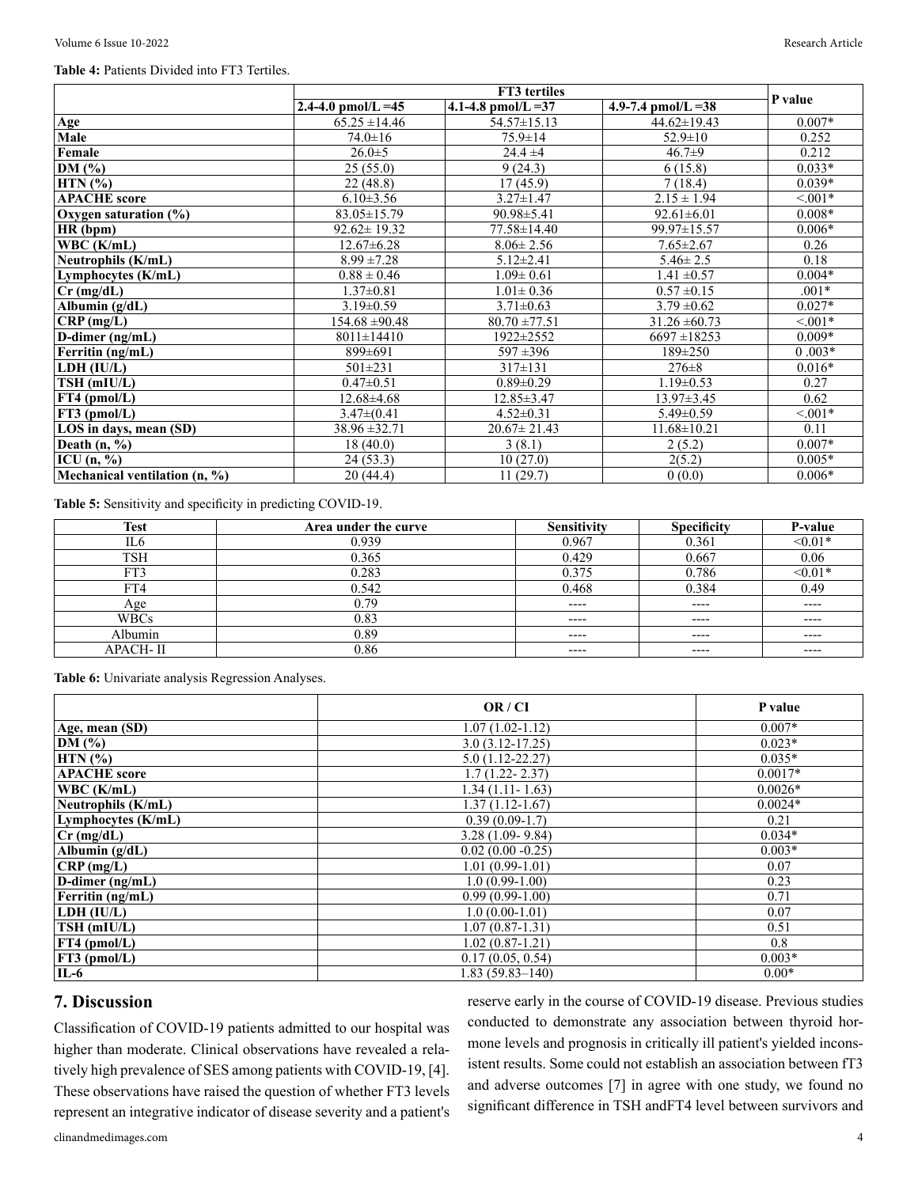**Table 4:** Patients Divided into FT3 Tertiles.

| | FT3 tertiles | | | P value |
|---|---|---|---|---|
| | 2.4-4.0 pmol/L =45 | 4.1-4.8 pmol/L =37 | 4.9-7.4 pmol/L =38 | |
| **Age** | 65.25 ±14.46 | 54.57±15.13 | 44.62±19.43 | 0.007* |
| **Male** | 74.0±16 | 75.9±14 | 52.9±10 | 0.252 |
| **Female** | 26.0±5 | 24.4 ±4 | 46.7±9 | 0.212 |
| **DM (%)** | 25 (55.0) | 9 (24.3) | 6 (15.8) | 0.033* |
| **HTN (%)** | 22 (48.8) | 17 (45.9) | 7 (18.4) | 0.039* |
| **APACHE score** | 6.10±3.56 | 3.27±1.47 | 2.15 ± 1.94 | <.001* |
| **Oxygen saturation (%)** | 83.05±15.79 | 90.98±5.41 | 92.61±6.01 | 0.008* |
| **HR (bpm)** | 92.62± 19.32 | 77.58±14.40 | 99.97±15.57 | 0.006* |
| **WBC (K/mL)** | 12.67±6.28 | 8.06± 2.56 | 7.65±2.67 | 0.26 |
| **Neutrophils (K/mL)** | 8.99 ±7.28 | 5.12±2.41 | 5.46± 2.5 | 0.18 |
| **Lymphocytes (K/mL)** | 0.88 ± 0.46 | 1.09± 0.61 | 1.41 ±0.57 | 0.004* |
| **Cr (mg/dL)** | 1.37±0.81 | 1.01± 0.36 | 0.57 ±0.15 | .001* |
| **Albumin (g/dL)** | 3.19±0.59 | 3.71±0.63 | 3.79 ±0.62 | 0.027* |
| **CRP (mg/L)** | 154.68 ±90.48 | 80.70 ±77.51 | 31.26 ±60.73 | <.001* |
| **D-dimer (ng/mL)** | 8011±14410 | 1922±2552 | 6697 ±18253 | 0.009* |
| **Ferritin (ng/mL)** | 899±691 | 597 ±396 | 189±250 | 0 .003* |
| **LDH (IU/L)** | 501±231 | 317±131 | 276±8 | 0.016* |
| **TSH (mIU/L)** | 0.47±0.51 | 0.89±0.29 | 1.19±0.53 | 0.27 |
| **FT4 (pmol/L)** | 12.68±4.68 | 12.85±3.47 | 13.97±3.45 | 0.62 |
| **FT3 (pmol/L)** | 3.47±(0.41 | 4.52±0.31 | 5.49±0.59 | <.001* |
| **LOS in days, mean (SD)** | 38.96 ±32.71 | 20.67± 21.43 | 11.68±10.21 | 0.11 |
| **Death (n, %)** | 18 (40.0) | 3 (8.1) | 2 (5.2) | 0.007* |
| **ICU (n, %)** | 24 (53.3) | 10 (27.0) | 2(5.2) | 0.005* |
| **Mechanical ventilation (n, %)** | 20 (44.4) | 11 (29.7) | 0 (0.0) | 0.006* |

**Table 5:** Sensitivity and specificity in predicting COVID-19.

| Test | Area under the curve | Sensitivity | Specificity | P-value |
|---|---|---|---|---|
| IL6 | 0.939 | 0.967 | 0.361 | <0.01* |
| TSH | 0.365 | 0.429 | 0.667 | 0.06 |
| FT3 | 0.283 | 0.375 | 0.786 | <0.01* |
| FT4 | 0.542 | 0.468 | 0.384 | 0.49 |
| Age | 0.79 | ---- | ---- | ---- |
| WBCs | 0.83 | ---- | ---- | ---- |
| Albumin | 0.89 | ---- | ---- | ---- |
| APACH- II | 0.86 | ---- | ---- | ---- |

**Table 6:** Univariate analysis Regression Analyses.

| | OR / CI | P value |
|---|---|---|
| **Age, mean (SD)** | 1.07 (1.02-1.12) | 0.007* |
| **DM (%)** | 3.0 (3.12-17.25) | 0.023* |
| **HTN (%)** | 5.0 (1.12-22.27) | 0.035* |
| **APACHE score** | 1.7 (1.22- 2.37) | 0.0017* |
| **WBC (K/mL)** | 1.34 (1.11- 1.63) | 0.0026* |
| **Neutrophils (K/mL)** | 1.37 (1.12-1.67) | 0.0024* |
| **Lymphocytes (K/mL)** | 0.39 (0.09-1.7) | 0.21 |
| **Cr (mg/dL)** | 3.28 (1.09- 9.84) | 0.034* |
| **Albumin (g/dL)** | 0.02 (0.00 -0.25) | 0.003* |
| **CRP (mg/L)** | 1.01 (0.99-1.01) | 0.07 |
| **D-dimer (ng/mL)** | 1.0 (0.99-1.00) | 0.23 |
| **Ferritin (ng/mL)** | 0.99 (0.99-1.00) | 0.71 |
| **LDH (IU/L)** | 1.0 (0.00-1.01) | 0.07 |
| **TSH (mIU/L)** | 1.07 (0.87-1.31) | 0.51 |
| **FT4 (pmol/L)** | 1.02 (0.87-1.21) | 0.8 |
| **FT3 (pmol/L)** | 0.17 (0.05, 0.54) | 0.003* |
| **IL-6** | 1.83 (59.83–140) | 0.00* |

## 7. Discussion

Classification of COVID-19 patients admitted to our hospital was higher than moderate. Clinical observations have revealed a relatively high prevalence of SES among patients with COVID-19, [4]. These observations have raised the question of whether FT3 levels represent an integrative indicator of disease severity and a patient's reserve early in the course of COVID-19 disease. Previous studies conducted to demonstrate any association between thyroid hormone levels and prognosis in critically ill patient's yielded inconsistent results. Some could not establish an association between fT3 and adverse outcomes [7] in agree with one study, we found no significant difference in TSH andFT4 level between survivors and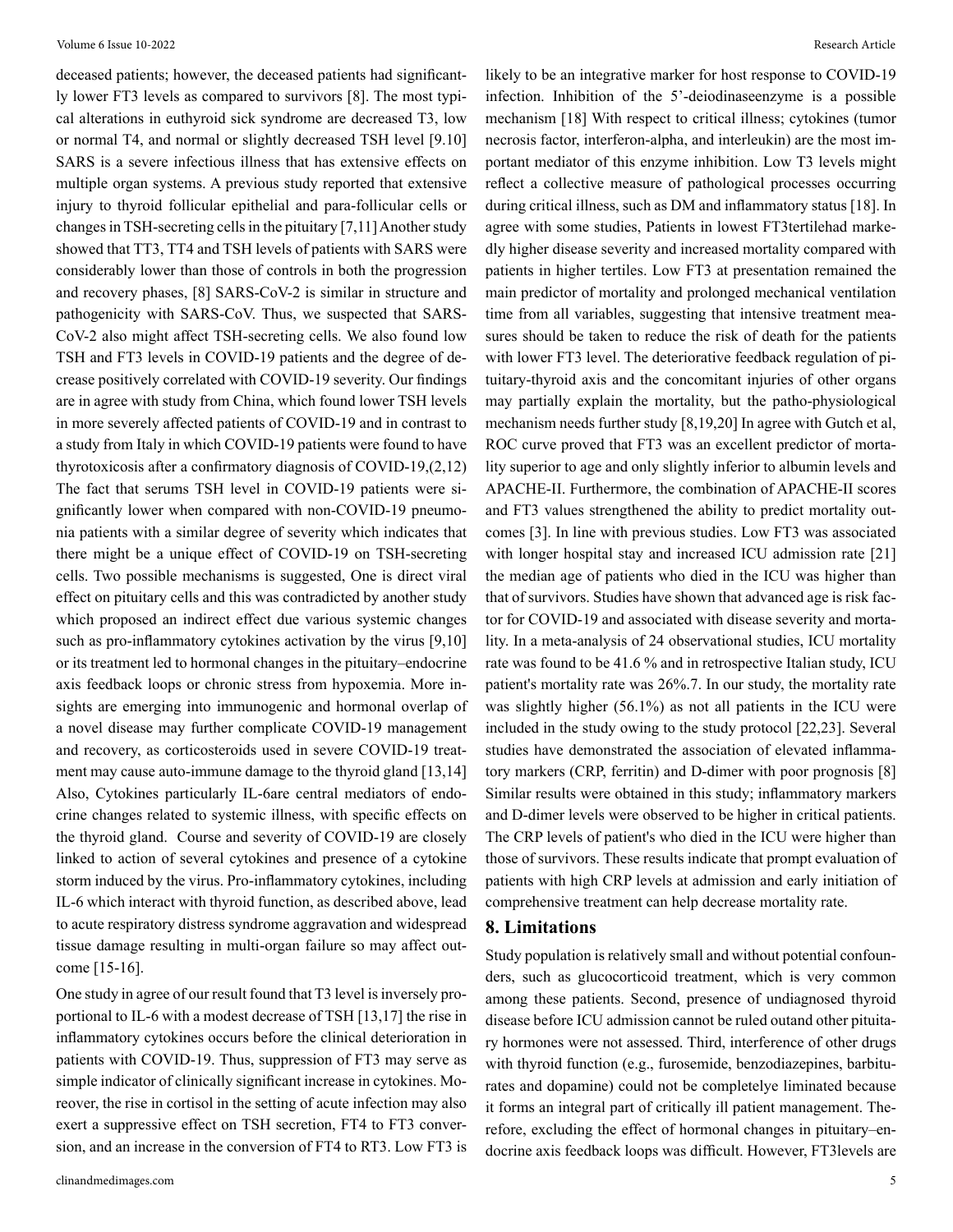deceased patients; however, the deceased patients had significantly lower FT3 levels as compared to survivors [8]. The most typical alterations in euthyroid sick syndrome are decreased T3, low or normal T4, and normal or slightly decreased TSH level [9.10] SARS is a severe infectious illness that has extensive effects on multiple organ systems. A previous study reported that extensive injury to thyroid follicular epithelial and para-follicular cells or changes in TSH-secreting cells in the pituitary [7,11] Another study showed that TT3, TT4 and TSH levels of patients with SARS were considerably lower than those of controls in both the progression and recovery phases, [8] SARS-CoV-2 is similar in structure and pathogenicity with SARS-CoV. Thus, we suspected that SARS-CoV-2 also might affect TSH-secreting cells. We also found low TSH and FT3 levels in COVID-19 patients and the degree of decrease positively correlated with COVID-19 severity. Our findings are in agree with study from China, which found lower TSH levels in more severely affected patients of COVID-19 and in contrast to a study from Italy in which COVID-19 patients were found to have thyrotoxicosis after a confirmatory diagnosis of COVID-19,(2,12) The fact that serums TSH level in COVID-19 patients were significantly lower when compared with non-COVID-19 pneumonia patients with a similar degree of severity which indicates that there might be a unique effect of COVID-19 on TSH-secreting cells. Two possible mechanisms is suggested, One is direct viral effect on pituitary cells and this was contradicted by another study which proposed an indirect effect due various systemic changes such as pro-inflammatory cytokines activation by the virus [9,10] or its treatment led to hormonal changes in the pituitary–endocrine axis feedback loops or chronic stress from hypoxemia. More insights are emerging into immunogenic and hormonal overlap of a novel disease may further complicate COVID-19 management and recovery, as corticosteroids used in severe COVID-19 treatment may cause auto-immune damage to the thyroid gland [13,14] Also, Cytokines particularly IL-6are central mediators of endocrine changes related to systemic illness, with specific effects on the thyroid gland. Course and severity of COVID-19 are closely linked to action of several cytokines and presence of a cytokine storm induced by the virus. Pro-inflammatory cytokines, including IL-6 which interact with thyroid function, as described above, lead to acute respiratory distress syndrome aggravation and widespread tissue damage resulting in multi-organ failure so may affect outcome [15-16].

One study in agree of our result found that T3 level is inversely proportional to IL-6 with a modest decrease of TSH [13,17] the rise in inflammatory cytokines occurs before the clinical deterioration in patients with COVID-19. Thus, suppression of FT3 may serve as simple indicator of clinically significant increase in cytokines. Moreover, the rise in cortisol in the setting of acute infection may also exert a suppressive effect on TSH secretion, FT4 to FT3 conversion, and an increase in the conversion of FT4 to RT3. Low FT3 is likely to be an integrative marker for host response to COVID-19 infection. Inhibition of the 5'-deiodinaseenzyme is a possible mechanism [18] With respect to critical illness; cytokines (tumor necrosis factor, interferon-alpha, and interleukin) are the most important mediator of this enzyme inhibition. Low T3 levels might reflect a collective measure of pathological processes occurring during critical illness, such as DM and inflammatory status [18]. In agree with some studies, Patients in lowest FT3tertilehad markedly higher disease severity and increased mortality compared with patients in higher tertiles. Low FT3 at presentation remained the main predictor of mortality and prolonged mechanical ventilation time from all variables, suggesting that intensive treatment measures should be taken to reduce the risk of death for the patients with lower FT3 level. The deteriorative feedback regulation of pituitary-thyroid axis and the concomitant injuries of other organs may partially explain the mortality, but the patho-physiological mechanism needs further study [8,19,20] In agree with Gutch et al, ROC curve proved that FT3 was an excellent predictor of mortality superior to age and only slightly inferior to albumin levels and APACHE-II. Furthermore, the combination of APACHE-II scores and FT3 values strengthened the ability to predict mortality outcomes [3]. In line with previous studies. Low FT3 was associated with longer hospital stay and increased ICU admission rate [21] the median age of patients who died in the ICU was higher than that of survivors. Studies have shown that advanced age is risk factor for COVID-19 and associated with disease severity and mortality. In a meta-analysis of 24 observational studies, ICU mortality rate was found to be 41.6 % and in retrospective Italian study, ICU patient's mortality rate was 26%.7. In our study, the mortality rate was slightly higher (56.1%) as not all patients in the ICU were included in the study owing to the study protocol [22,23]. Several studies have demonstrated the association of elevated inflammatory markers (CRP, ferritin) and D-dimer with poor prognosis [8] Similar results were obtained in this study; inflammatory markers and D-dimer levels were observed to be higher in critical patients. The CRP levels of patient's who died in the ICU were higher than those of survivors. These results indicate that prompt evaluation of patients with high CRP levels at admission and early initiation of comprehensive treatment can help decrease mortality rate.

## 8. Limitations

Study population is relatively small and without potential confounders, such as glucocorticoid treatment, which is very common among these patients. Second, presence of undiagnosed thyroid disease before ICU admission cannot be ruled outand other pituitary hormones were not assessed. Third, interference of other drugs with thyroid function (e.g., furosemide, benzodiazepines, barbiturates and dopamine) could not be completelye liminated because it forms an integral part of critically ill patient management. Therefore, excluding the effect of hormonal changes in pituitary–endocrine axis feedback loops was difficult. However, FT3levels are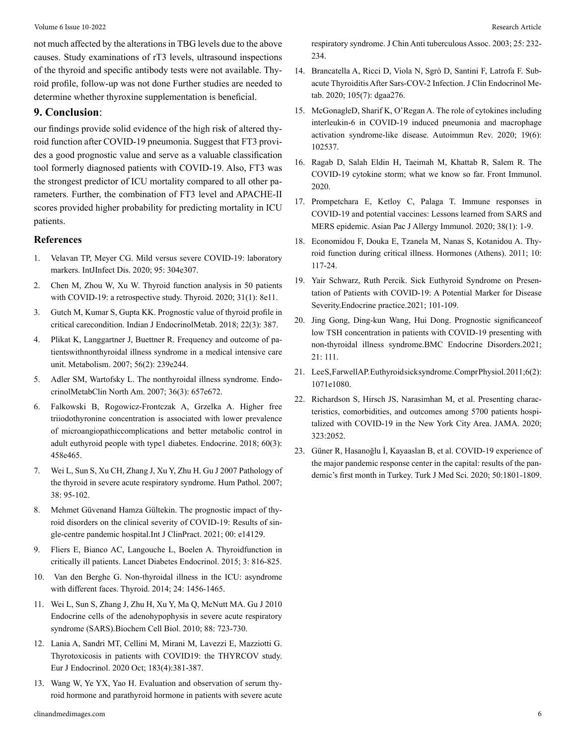not much affected by the alterations in TBG levels due to the above causes. Study examinations of rT3 levels, ultrasound inspections of the thyroid and specific antibody tests were not available. Thyroid profile, follow-up was not done Further studies are needed to determine whether thyroxine supplementation is beneficial.

## 9. Conclusion:

our findings provide solid evidence of the high risk of altered thyroid function after COVID-19 pneumonia. Suggest that FT3 provides a good prognostic value and serve as a valuable classification tool formerly diagnosed patients with COVID-19. Also, FT3 was the strongest predictor of ICU mortality compared to all other parameters. Further, the combination of FT3 level and APACHE-II scores provided higher probability for predicting mortality in ICU patients.

## References

1. Velavan TP, Meyer CG. Mild versus severe COVID-19: laboratory markers. IntJInfect Dis. 2020; 95: 304e307.
2. Chen M, Zhou W, Xu W. Thyroid function analysis in 50 patients with COVID-19: a retrospective study. Thyroid. 2020; 31(1): 8e11.
3. Gutch M, Kumar S, Gupta KK. Prognostic value of thyroid profile in critical carecondition. Indian J EndocrinolMetab. 2018; 22(3): 387.
4. Plikat K, Langgartner J, Buettner R. Frequency and outcome of patientswithnonthyroidal illness syndrome in a medical intensive care unit. Metabolism. 2007; 56(2): 239e244.
5. Adler SM, Wartofsky L. The nonthyroidal illness syndrome. EndocrinolMetabClin North Am. 2007; 36(3): 657e672.
6. Falkowski B, Rogowicz-Frontczak A, Grzelka A. Higher free triiodothyronine concentration is associated with lower prevalence of microangiopathiccomplications and better metabolic control in adult euthyroid people with type1 diabetes. Endocrine. 2018; 60(3): 458e465.
7. Wei L, Sun S, Xu CH, Zhang J, Xu Y, Zhu H. Gu J 2007 Pathology of the thyroid in severe acute respiratory syndrome. Hum Pathol. 2007; 38: 95-102.
8. Mehmet Güvenand Hamza Gültekin. The prognostic impact of thyroid disorders on the clinical severity of COVID-19: Results of single-centre pandemic hospital.Int J ClinPract. 2021; 00: e14129.
9. Fliers E, Bianco AC, Langouche L, Boelen A. Thyroidfunction in critically ill patients. Lancet Diabetes Endocrinol. 2015; 3: 816-825.
10. Van den Berghe G. Non-thyroidal illness in the ICU: asyndrome with different faces. Thyroid. 2014; 24: 1456-1465.
11. Wei L, Sun S, Zhang J, Zhu H, Xu Y, Ma Q, McNutt MA. Gu J 2010 Endocrine cells of the adenohypophysis in severe acute respiratory syndrome (SARS).Biochem Cell Biol. 2010; 88: 723-730.
12. Lania A, Sandri MT, Cellini M, Mirani M, Lavezzi E, Mazziotti G. Thyrotoxicosis in patients with COVID19: the THYRCOV study. Eur J Endocrinol. 2020 Oct; 183(4):381-387.
13. Wang W, Ye YX, Yao H. Evaluation and observation of serum thyroid hormone and parathyroid hormone in patients with severe acute respiratory syndrome. J Chin Anti tuberculous Assoc. 2003; 25: 232-234.
14. Brancatella A, Ricci D, Viola N, Sgrò D, Santini F, Latrofa F. Subacute Thyroiditis After Sars-COV-2 Infection. J Clin Endocrinol Metab. 2020; 105(7): dgaa276.
15. McGonagleD, Sharif K, O'Regan A. The role of cytokines including interleukin-6 in COVID-19 induced pneumonia and macrophage activation syndrome-like disease. Autoimmun Rev. 2020; 19(6): 102537.
16. Ragab D, Salah Eldin H, Taeimah M, Khattab R, Salem R. The COVID-19 cytokine storm; what we know so far. Front Immunol. 2020.
17. Prompetchara E, Ketloy C, Palaga T. Immune responses in COVID-19 and potential vaccines: Lessons learned from SARS and MERS epidemic. Asian Pac J Allergy Immunol. 2020; 38(1): 1-9.
18. Economidou F, Douka E, Tzanela M, Nanas S, Kotanidou A. Thyroid function during critical illness. Hormones (Athens). 2011; 10: 117-24.
19. Yair Schwarz, Ruth Percik. Sick Euthyroid Syndrome on Presentation of Patients with COVID-19: A Potential Marker for Disease Severity.Endocrine practice.2021; 101-109.
20. Jing Gong, Ding-kun Wang, Hui Dong. Prognostic significanceof low TSH concentration in patients with COVID-19 presenting with non-thyroidal illness syndrome.BMC Endocrine Disorders.2021; 21: 111.
21. LeeS,FarwellAP.Euthyroidsicksyndrome.ComprPhysiol.2011;6(2): 1071e1080.
22. Richardson S, Hirsch JS, Narasimhan M, et al. Presenting characteristics, comorbidities, and outcomes among 5700 patients hospitalized with COVID-19 in the New York City Area. JAMA. 2020; 323:2052.
23. Güner R, Hasanoğlu İ, Kayaaslan B, et al. COVID-19 experience of the major pandemic response center in the capital: results of the pandemic's first month in Turkey. Turk J Med Sci. 2020; 50:1801-1809.